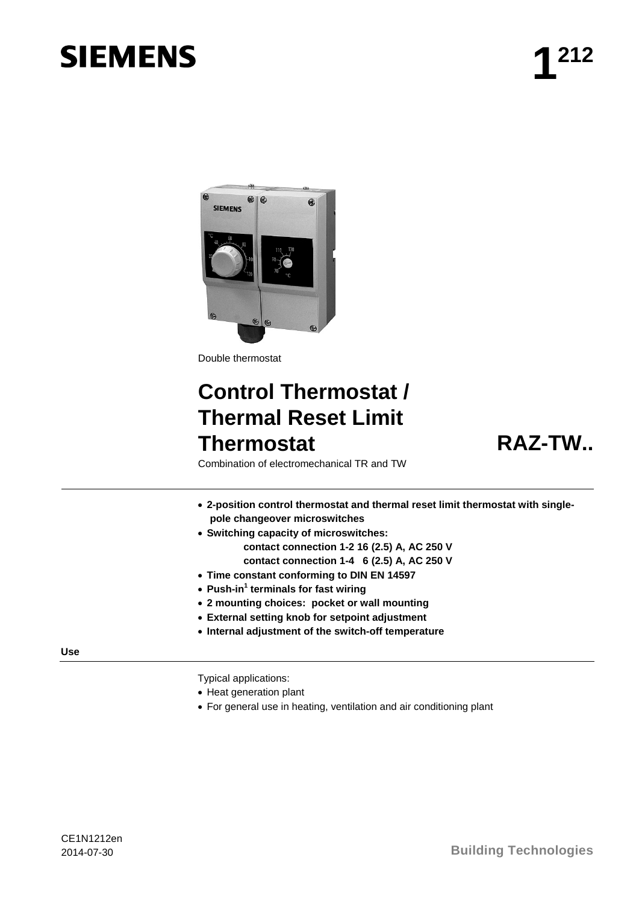SIEMENS

# 1[212]

Double thermostat

# Control Thermostat / Thermal Reset Limit Thermostat

**RAZ-TW..**

Combination of electromechanical TR and TW

- **2-position control thermostat and thermal reset limit thermostat with single-pole changeover microswitches**
- **Switching capacity of microswitches:**
  - **contact connection 1-2 16 (2.5) A, AC 250 V**
  - **contact connection 1-4 6 (2.5) A, AC 250 V**
- **Time constant conforming to DIN EN 14597**
- **Push-in[1] terminals for fast wiring**
- **2 mounting choices: pocket or wall mounting**
- **External setting knob for setpoint adjustment**
- **Internal adjustment of the switch-off temperature**

## Use

Typical applications:

- Heat generation plant
- For general use in heating, ventilation and air conditioning plant

CE1N1212en
2014-07-30

Building Technologies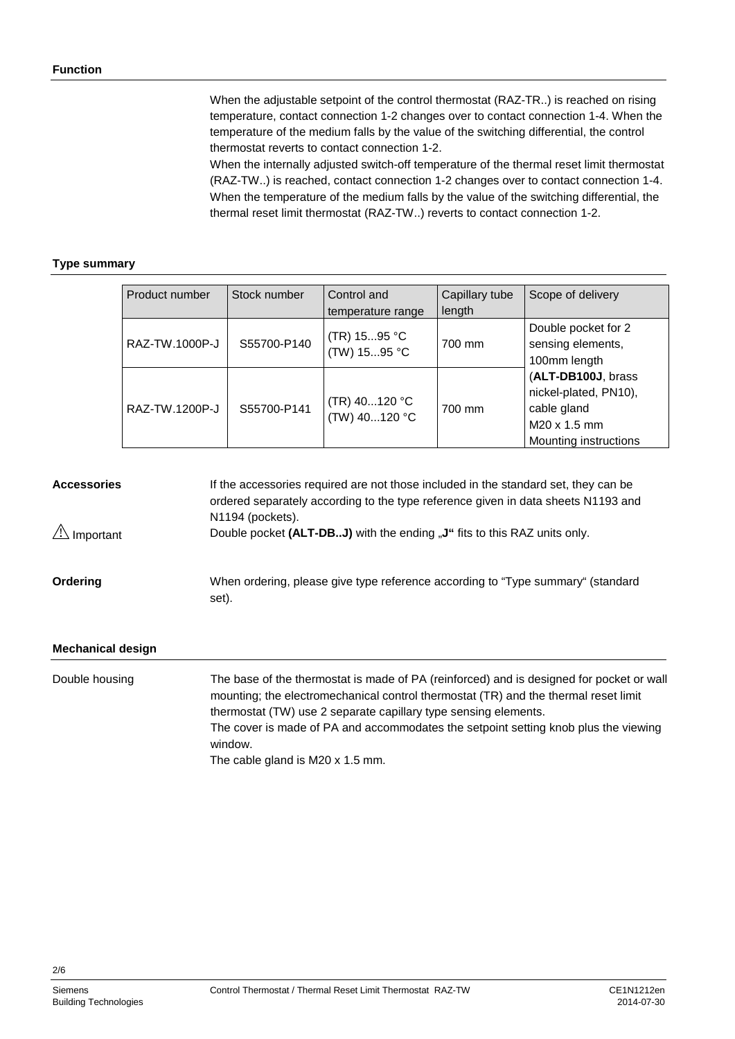## Function

When the adjustable setpoint of the control thermostat (RAZ-TR..) is reached on rising temperature, contact connection 1-2 changes over to contact connection 1-4. When the temperature of the medium falls by the value of the switching differential, the control thermostat reverts to contact connection 1-2.
When the internally adjusted switch-off temperature of the thermal reset limit thermostat (RAZ-TW..) is reached, contact connection 1-2 changes over to contact connection 1-4. When the temperature of the medium falls by the value of the switching differential, the thermal reset limit thermostat (RAZ-TW..) reverts to contact connection 1-2.

## Type summary

| Product number | Stock number | Control and temperature range | Capillary tube length | Scope of delivery |
|---|---|---|---|---|
| RAZ-TW.1000P-J | S55700-P140 | (TR) 15...95 °C (TW) 15...95 °C | 700 mm | Double pocket for 2 sensing elements, 100mm length (**ALT-DB100J**, brass nickel-plated, PN10), cable gland M20 x 1.5 mm Mounting instructions |
| RAZ-TW.1200P-J | S55700-P141 | (TR) 40...120 °C (TW) 40...120 °C | 700 mm | |

**Accessories**

If the accessories required are not those included in the standard set, they can be ordered separately according to the type reference given in data sheets N1193 and N1194 (pockets).

⚠ Important

Double pocket **(ALT-DB..J)** with the ending „**J“** fits to this RAZ units only.

**Ordering**

When ordering, please give type reference according to “Type summary“ (standard set).

## Mechanical design

Double housing

The base of the thermostat is made of PA (reinforced) and is designed for pocket or wall mounting; the electromechanical control thermostat (TR) and the thermal reset limit thermostat (TW) use 2 separate capillary type sensing elements.
The cover is made of PA and accommodates the setpoint setting knob plus the viewing window.
The cable gland is M20 x 1.5 mm.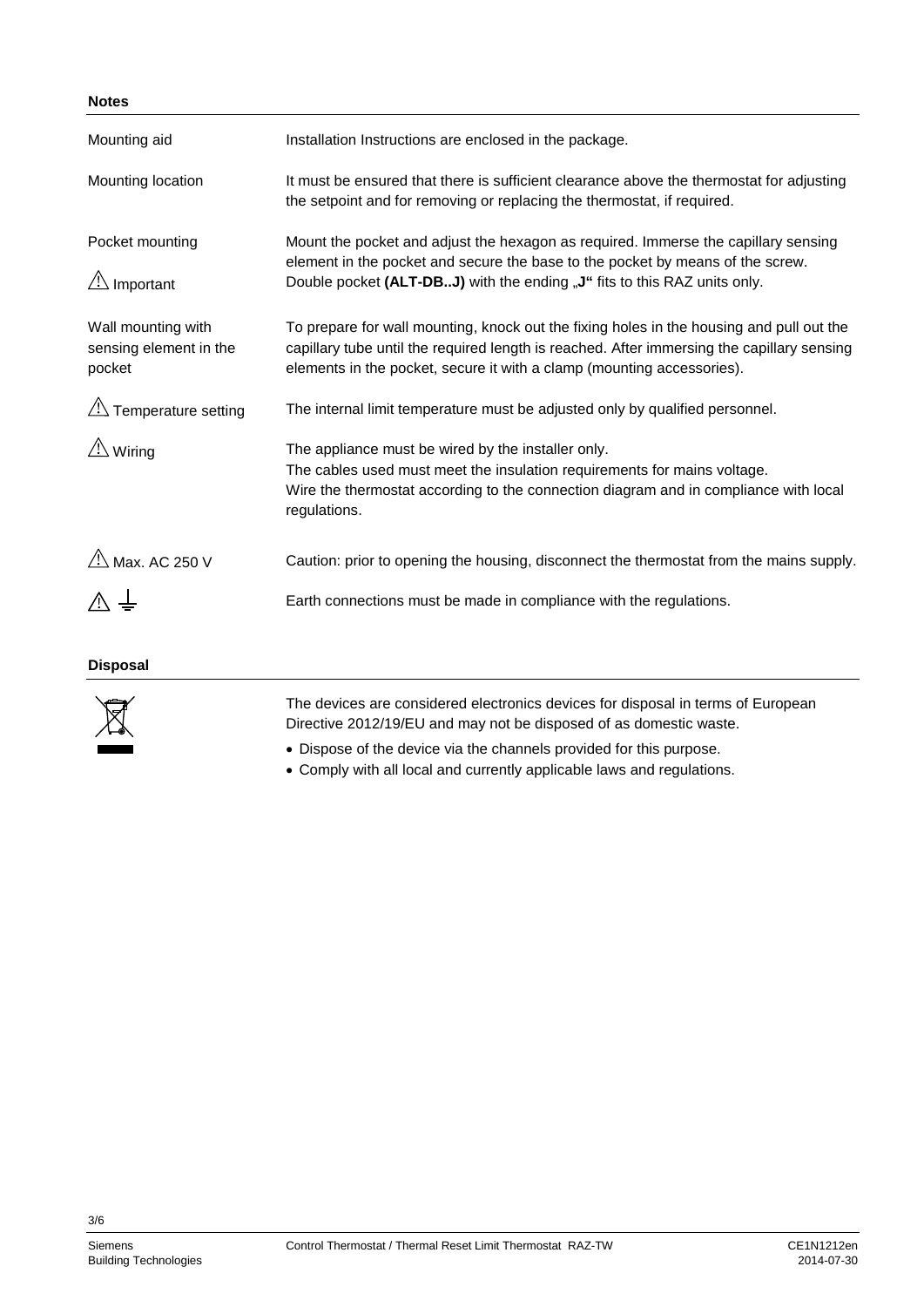## Notes

| | |
|---|---|
| Mounting aid | Installation Instructions are enclosed in the package. |
| Mounting location | It must be ensured that there is sufficient clearance above the thermostat for adjusting the setpoint and for removing or replacing the thermostat, if required. |
| Pocket mounting<br>⚠ Important | Mount the pocket and adjust the hexagon as required. Immerse the capillary sensing element in the pocket and secure the base to the pocket by means of the screw.<br>Double pocket **(ALT-DB..J)** with the ending „**J“** fits to this RAZ units only. |
| Wall mounting with sensing element in the pocket | To prepare for wall mounting, knock out the fixing holes in the housing and pull out the capillary tube until the required length is reached. After immersing the capillary sensing elements in the pocket, secure it with a clamp (mounting accessories). |
| ⚠ Temperature setting | The internal limit temperature must be adjusted only by qualified personnel. |
| ⚠ Wiring | The appliance must be wired by the installer only.<br>The cables used must meet the insulation requirements for mains voltage.<br>Wire the thermostat according to the connection diagram and in compliance with local regulations. |
| ⚠ Max. AC 250 V | Caution: prior to opening the housing, disconnect the thermostat from the mains supply. |
| ⚠ ⏚ | Earth connections must be made in compliance with the regulations. |

## Disposal

The devices are considered electronics devices for disposal in terms of European Directive 2012/19/EU and may not be disposed of as domestic waste.

- Dispose of the device via the channels provided for this purpose.
- Comply with all local and currently applicable laws and regulations.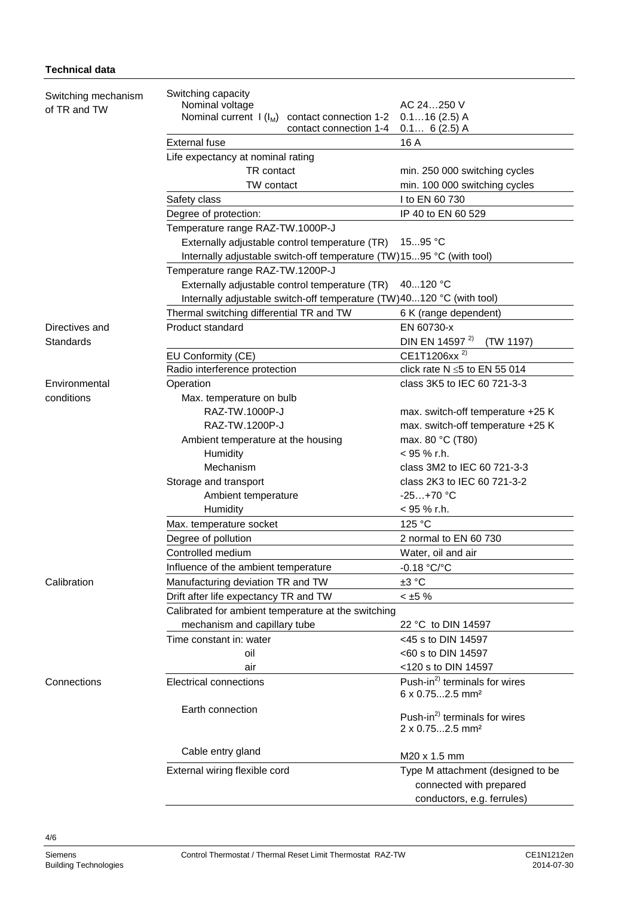**Technical data**

| | | |
|---|---|---|
| Switching mechanism of TR and TW | Switching capacity | |
| | Nominal voltage | AC 24…250 V |
| | Nominal current I ($I_M$) contact connection 1-2 | 0.1…16 (2.5) A |
| | contact connection 1-4 | 0.1… 6 (2.5) A |
| | External fuse | 16 A |
| | Life expectancy at nominal rating | |
| | TR contact | min. 250 000 switching cycles |
| | TW contact | min. 100 000 switching cycles |
| | Safety class | I to EN 60 730 |
| | Degree of protection: | IP 40 to EN 60 529 |
| | Temperature range RAZ-TW.1000P-J | |
| | Externally adjustable control temperature (TR) | 15...95 °C |
| | Internally adjustable switch-off temperature (TW) | 15...95 °C (with tool) |
| | Temperature range RAZ-TW.1200P-J | |
| | Externally adjustable control temperature (TR) | 40...120 °C |
| | Internally adjustable switch-off temperature (TW) | 40...120 °C (with tool) |
| | Thermal switching differential TR and TW | 6 K (range dependent) |
| Directives and Standards | Product standard | EN 60730-x |
| | | DIN EN 14597 [2)] (TW 1197) |
| | EU Conformity (CE) | CE1T1206xx [2)] |
| | Radio interference protection | click rate N ≤5 to EN 55 014 |
| Environmental conditions | Operation | class 3K5 to IEC 60 721-3-3 |
| | Max. temperature on bulb | |
| | RAZ-TW.1000P-J | max. switch-off temperature +25 K |
| | RAZ-TW.1200P-J | max. switch-off temperature +25 K |
| | Ambient temperature at the housing | max. 80 °C (T80) |
| | Humidity | < 95 % r.h. |
| | Mechanism | class 3M2 to IEC 60 721-3-3 |
| | Storage and transport | class 2K3 to IEC 60 721-3-2 |
| | Ambient temperature | -25…+70 °C |
| | Humidity | < 95 % r.h. |
| | Max. temperature socket | 125 °C |
| | Degree of pollution | 2 normal to EN 60 730 |
| | Controlled medium | Water, oil and air |
| | Influence of the ambient temperature | -0.18 °C/°C |
| Calibration | Manufacturing deviation TR and TW | ±3 °C |
| | Drift after life expectancy TR and TW | < ±5 % |
| | Calibrated for ambient temperature at the switching mechanism and capillary tube | 22 °C to DIN 14597 |
| | Time constant in: water | <45 s to DIN 14597 |
| | oil | <60 s to DIN 14597 |
| | air | <120 s to DIN 14597 |
| Connections | Electrical connections | Push-in[2)] terminals for wires 6 x 0.75...2.5 mm² |
| | Earth connection | Push-in[2)] terminals for wires 2 x 0.75...2.5 mm² |
| | Cable entry gland | M20 x 1.5 mm |
| | External wiring flexible cord | Type M attachment (designed to be connected with prepared conductors, e.g. ferrules) |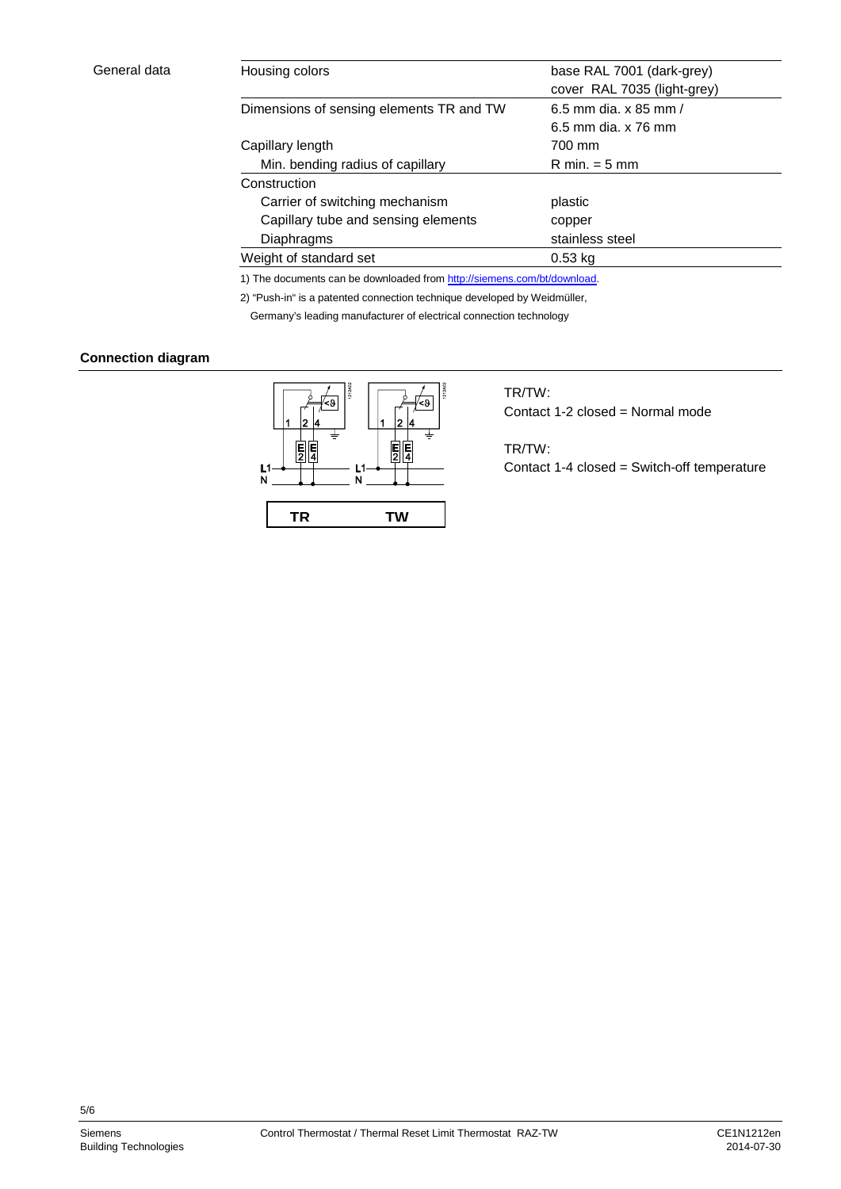General data

| Housing colors | base RAL 7001 (dark-grey)<br>cover RAL 7035 (light-grey) |
|---|---|
| Dimensions of sensing elements TR and TW | 6.5 mm dia. x 85 mm /<br>6.5 mm dia. x 76 mm |
| Capillary length | 700 mm |
| Min. bending radius of capillary | R min. = 5 mm |
| Construction | |
| Carrier of switching mechanism | plastic |
| Capillary tube and sensing elements | copper |
| Diaphragms | stainless steel |
| Weight of standard set | 0.53 kg |

1) The documents can be downloaded from http://siemens.com/bt/download.

2) "Push-in" is a patented connection technique developed by Weidmüller, Germany's leading manufacturer of electrical connection technology

## Connection diagram

TR/TW:
Contact 1-2 closed = Normal mode

TR/TW:
Contact 1-4 closed = Switch-off temperature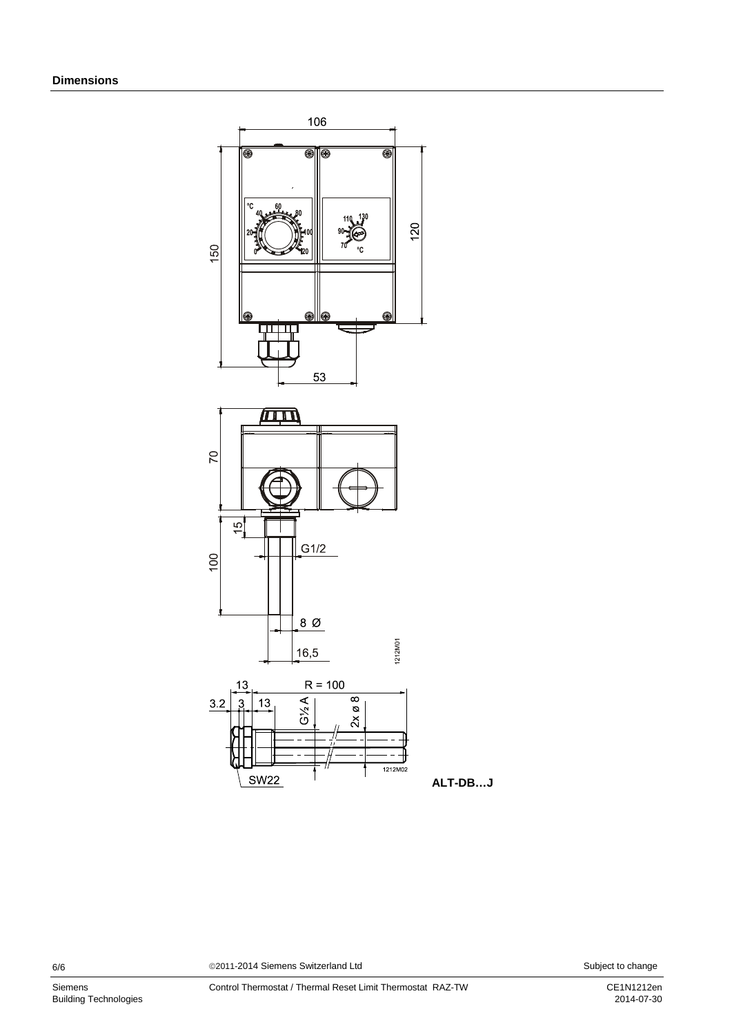## Dimensions

106

150

120

53

70

15

100

G1/2

8 Ø

16,5

1212M01

13

R = 100

3.2

3

13

G½ A

2x ø 8

1212M02

SW22

**ALT-DB…J**